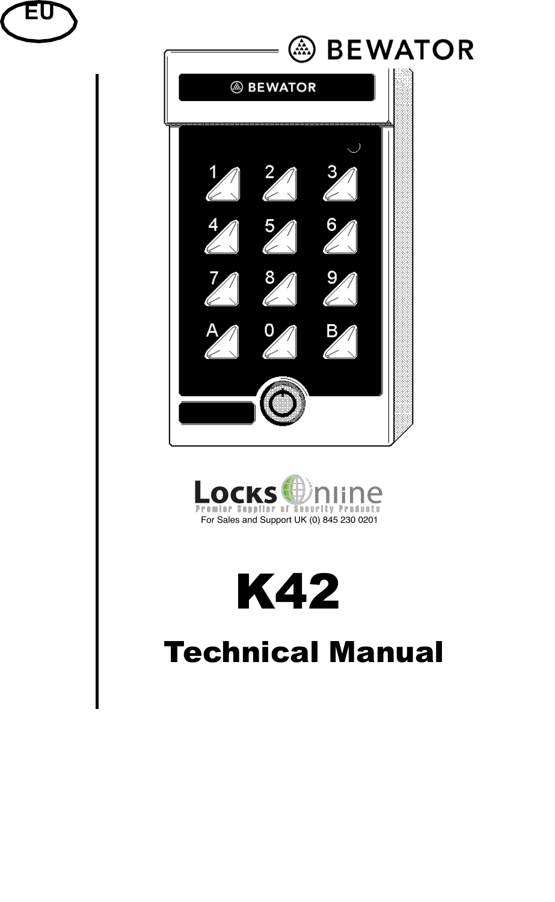EU

BEWATOR

For Sales and Support UK (0) 845 230 0201

# K42

# Technical Manual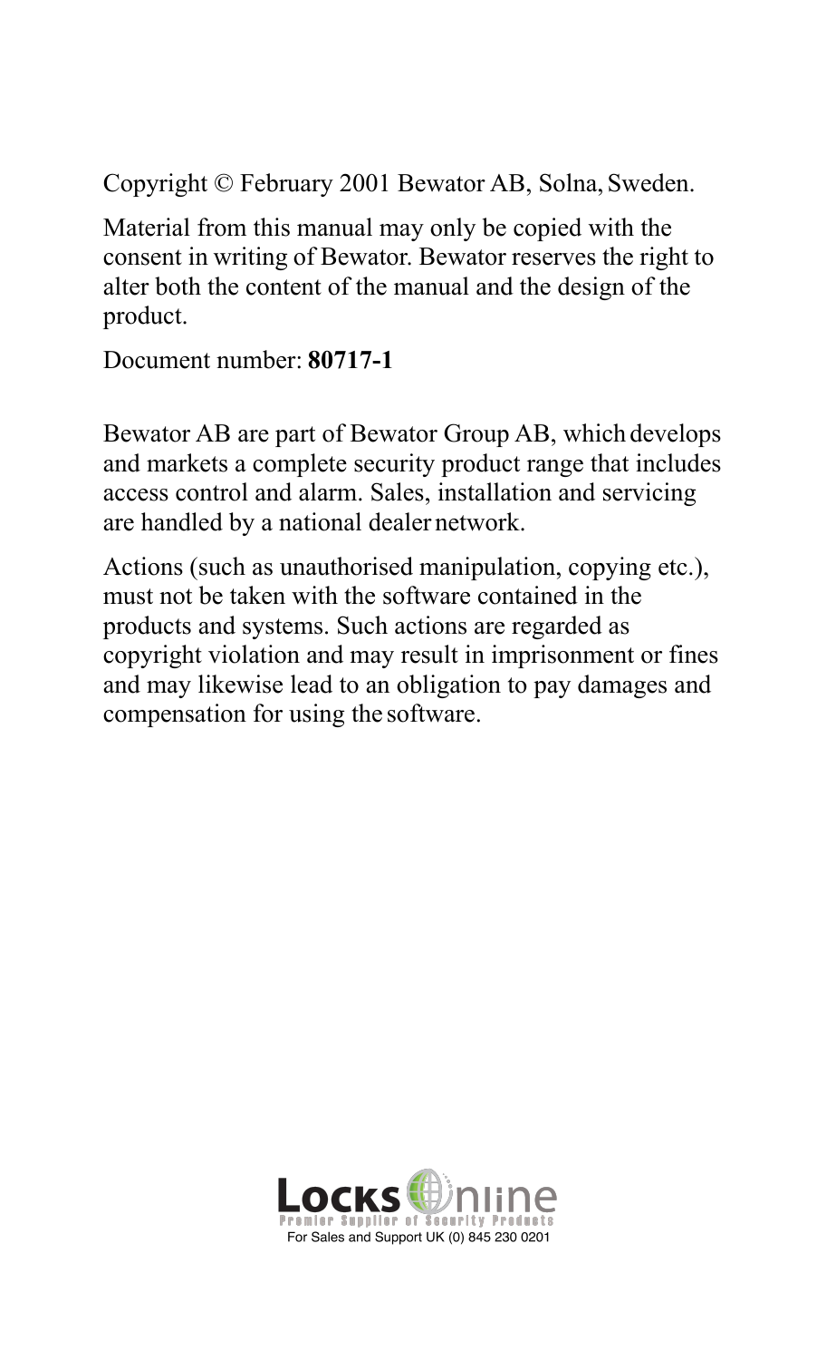Copyright © February 2001 Bewator AB, Solna, Sweden.

Material from this manual may only be copied with the consent in writing of Bewator. Bewator reserves the right to alter both the content of the manual and the design of the product.

Document number: **80717-1**

Bewator AB are part of Bewator Group AB, which develops and markets a complete security product range that includes access control and alarm. Sales, installation and servicing are handled by a national dealer network.

Actions (such as unauthorised manipulation, copying etc.), must not be taken with the software contained in the products and systems. Such actions are regarded as copyright violation and may result in imprisonment or fines and may likewise lead to an obligation to pay damages and compensation for using the software.

LocksOnline
Premier Supplier of Security Products
For Sales and Support UK (0) 845 230 0201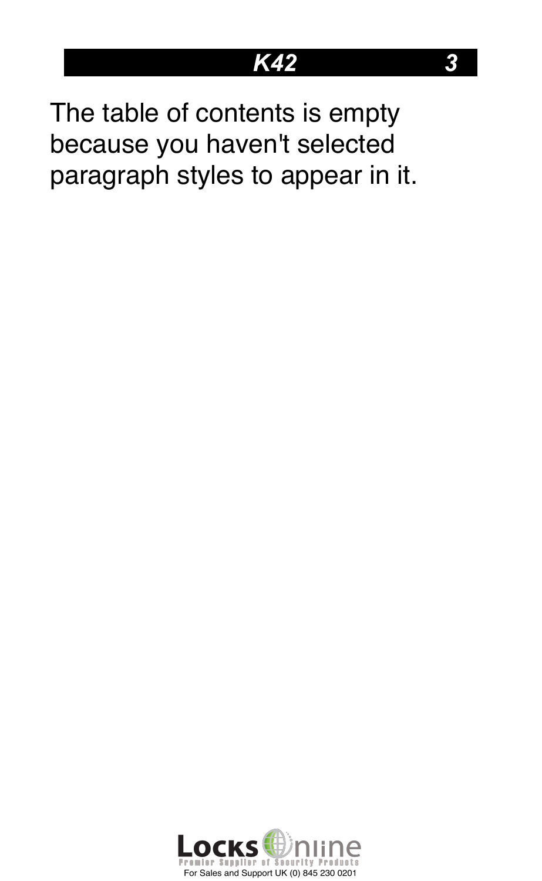The table of contents is empty because you haven't selected paragraph styles to appear in it.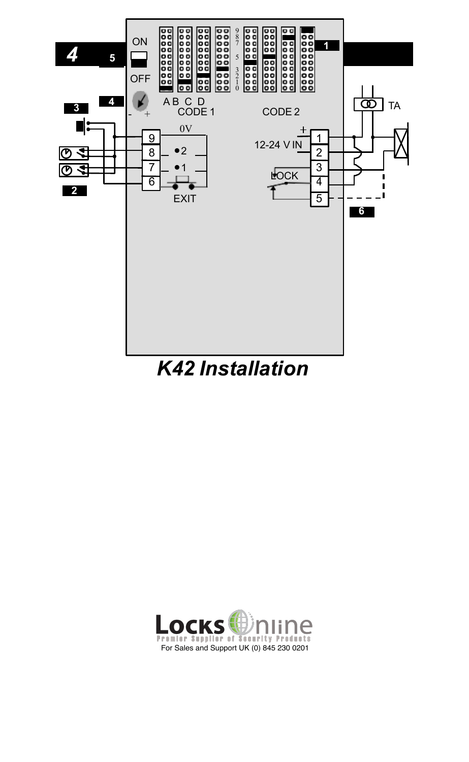ON

OFF

A B C D

CODE 1

CODE 2

TA

0V

12-24 V IN

LOCK

EXIT

**_K42 Installation_**

For Sales and Support UK (0) 845 230 0201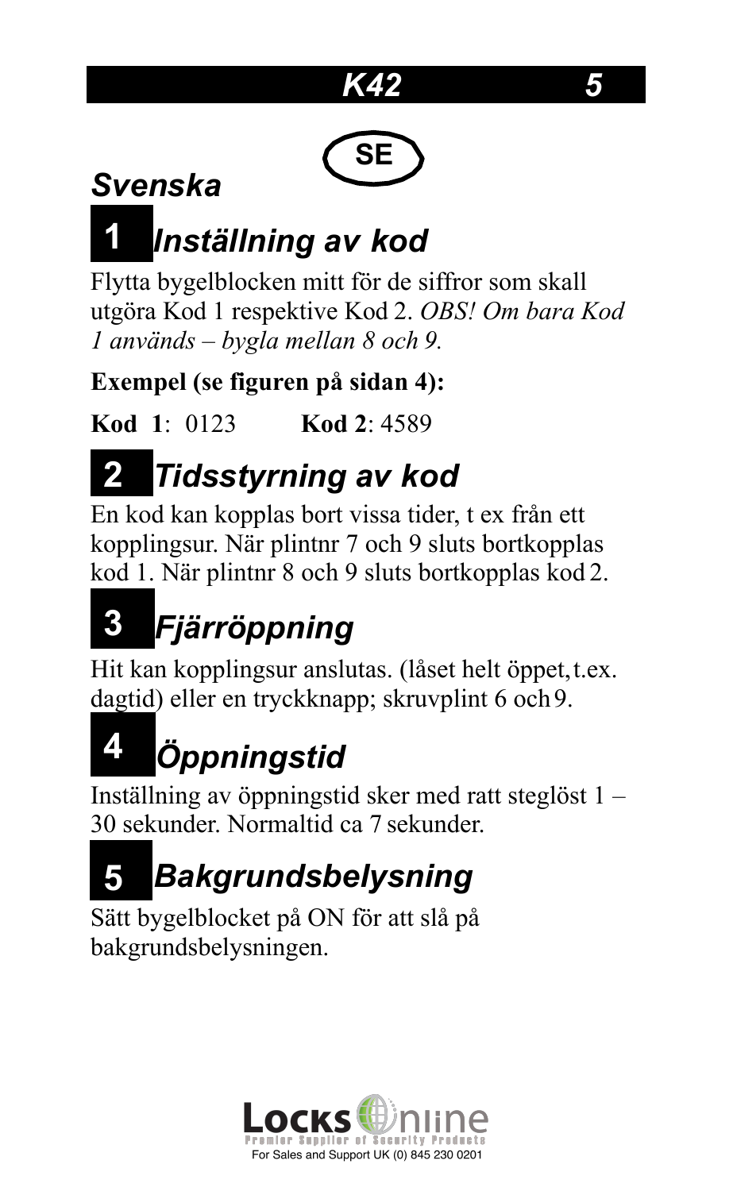SE

## *Svenska*

## 1 *Inställning av kod*

Flytta bygelblocken mitt för de siffror som skall utgöra Kod 1 respektive Kod 2. *OBS! Om bara Kod 1 används – bygla mellan 8 och 9.*

**Exempel (se figuren på sidan 4):**

**Kod 1**: 0123 **Kod 2**: 4589

## 2 *Tidsstyrning av kod*

En kod kan kopplas bort vissa tider, t ex från ett kopplingsur. När plintnr 7 och 9 sluts bortkopplas kod 1. När plintnr 8 och 9 sluts bortkopplas kod 2.

## 3 *Fjärröppning*

Hit kan kopplingsur anslutas. (låset helt öppet, t.ex. dagtid) eller en tryckknapp; skruvplint 6 och 9.

## 4 *Öppningstid*

Inställning av öppningstid sker med ratt steglöst 1 – 30 sekunder. Normaltid ca 7 sekunder.

## 5 *Bakgrundsbelysning*

Sätt bygelblocket på ON för att slå på bakgrundsbelysningen.

Locks Online
Premier Supplier of Security Products
For Sales and Support UK (0) 845 230 0201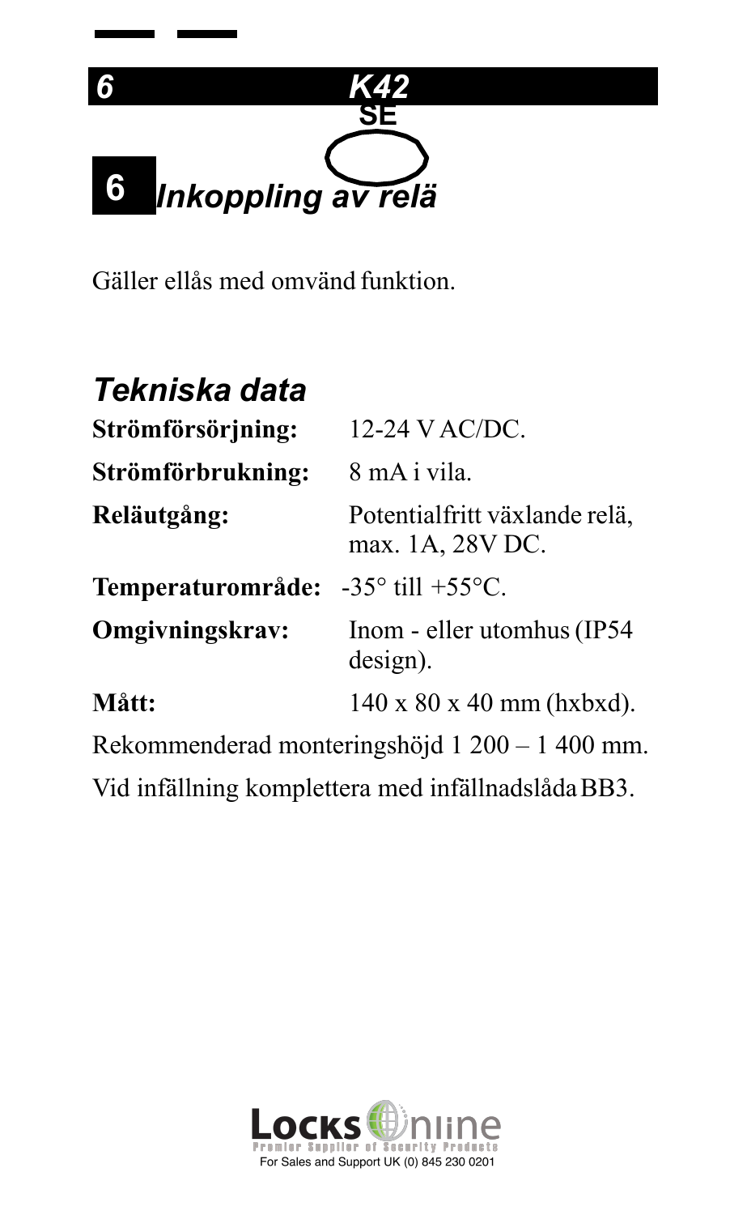## 6 Inkoppling av relä

Gäller ellås med omvänd funktion.

### Tekniska data

| | |
|---|---|
| **Strömförsörjning:** | 12-24 V AC/DC. |
| **Strömförbrukning:** | 8 mA i vila. |
| **Reläutgång:** | Potentialfritt växlande relä, max. 1A, 28V DC. |
| **Temperaturområde:** | -35° till +55°C. |
| **Omgivningskrav:** | Inom - eller utomhus (IP54 design). |
| **Mått:** | 140 x 80 x 40 mm (hxbxd). |

Rekommenderad monteringshöjd 1 200 – 1 400 mm.

Vid infällning komplettera med infällnadslåda BB3.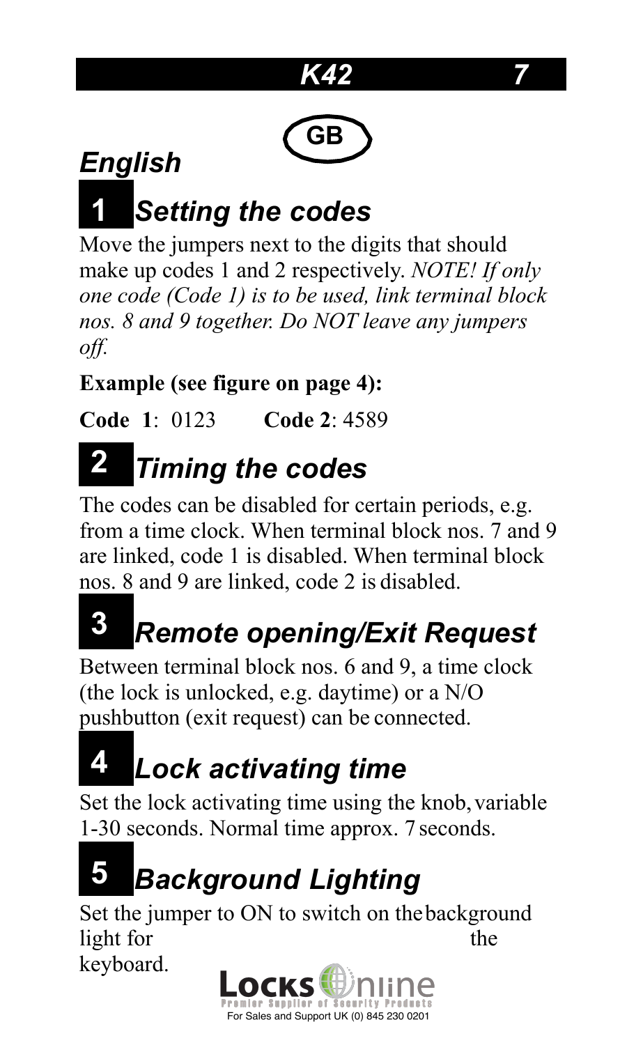# English

## 1 Setting the codes

Move the jumpers next to the digits that should make up codes 1 and 2 respectively. *NOTE! If only one code (Code 1) is to be used, link terminal block nos. 8 and 9 together. Do NOT leave any jumpers off.*

**Example (see figure on page 4):**

**Code 1**: 0123 **Code 2**: 4589

## 2 Timing the codes

The codes can be disabled for certain periods, e.g. from a time clock. When terminal block nos. 7 and 9 are linked, code 1 is disabled. When terminal block nos. 8 and 9 are linked, code 2 is disabled.

## 3 Remote opening/Exit Request

Between terminal block nos. 6 and 9, a time clock (the lock is unlocked, e.g. daytime) or a N/O pushbutton (exit request) can be connected.

## 4 Lock activating time

Set the lock activating time using the knob, variable 1-30 seconds. Normal time approx. 7 seconds.

## 5 Background Lighting

Set the jumper to ON to switch on the background light for the keyboard.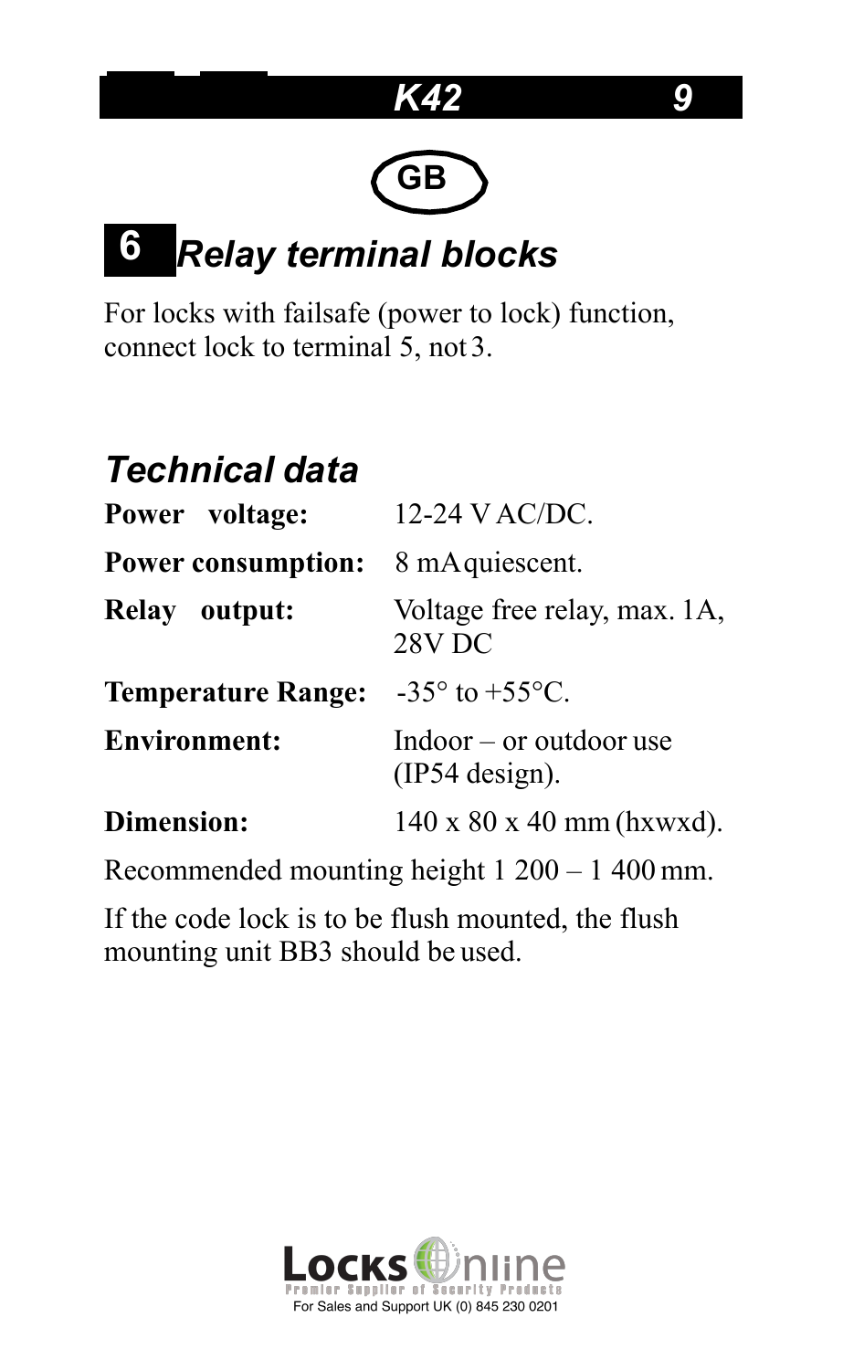GB

## 6 *Relay terminal blocks*

For locks with failsafe (power to lock) function, connect lock to terminal 5, not 3.

## *Technical data*

| | |
|---|---|
| **Power voltage:** | 12-24 V AC/DC. |
| **Power consumption:** | 8 mA quiescent. |
| **Relay output:** | Voltage free relay, max. 1A, 28V DC |
| **Temperature Range:** | -35° to +55°C. |
| **Environment:** | Indoor – or outdoor use (IP54 design). |
| **Dimension:** | 140 x 80 x 40 mm (hxwxd). |

Recommended mounting height 1 200 – 1 400 mm.

If the code lock is to be flush mounted, the flush mounting unit BB3 should be used.

Locks Online
Premier Supplier of Security Products
For Sales and Support UK (0) 845 230 0201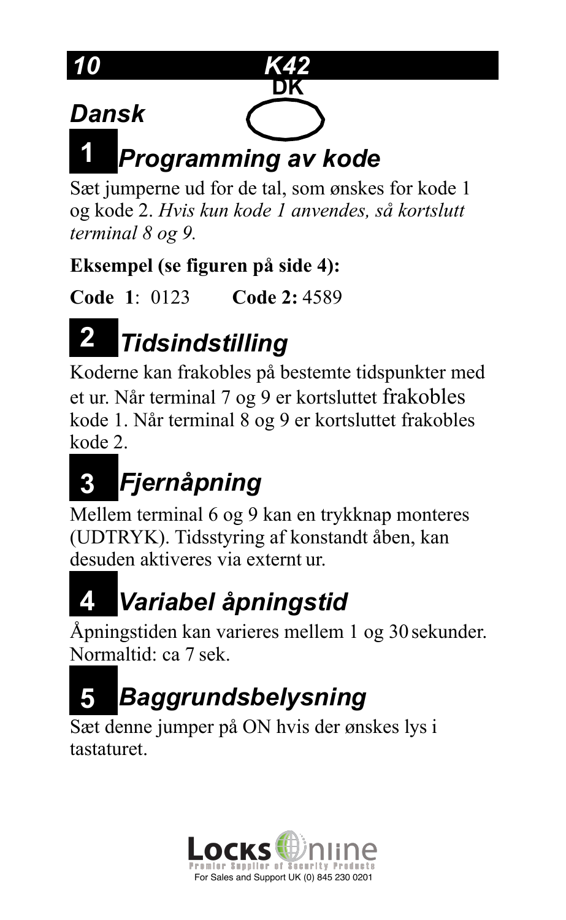DK

# Dansk

## 1 Programming av kode

Sæt jumperne ud for de tal, som ønskes for kode 1 og kode 2. *Hvis kun kode 1 anvendes, så kortslutt terminal 8 og 9.*

**Eksempel (se figuren på side 4):**

**Code 1**: 0123 **Code 2:** 4589

## 2 Tidsindstilling

Koderne kan frakobles på bestemte tidspunkter med et ur. Når terminal 7 og 9 er kortsluttet frakobles kode 1. Når terminal 8 og 9 er kortsluttet frakobles kode 2.

## 3 Fjernåpning

Mellem terminal 6 og 9 kan en trykknap monteres (UDTRYK). Tidsstyring af konstandt åben, kan desuden aktiveres via externt ur.

## 4 Variabel åpningstid

Åpningstiden kan varieres mellem 1 og 30 sekunder. Normaltid: ca 7 sek.

## 5 Baggrundsbelysning

Sæt denne jumper på ON hvis der ønskes lys i tastaturet.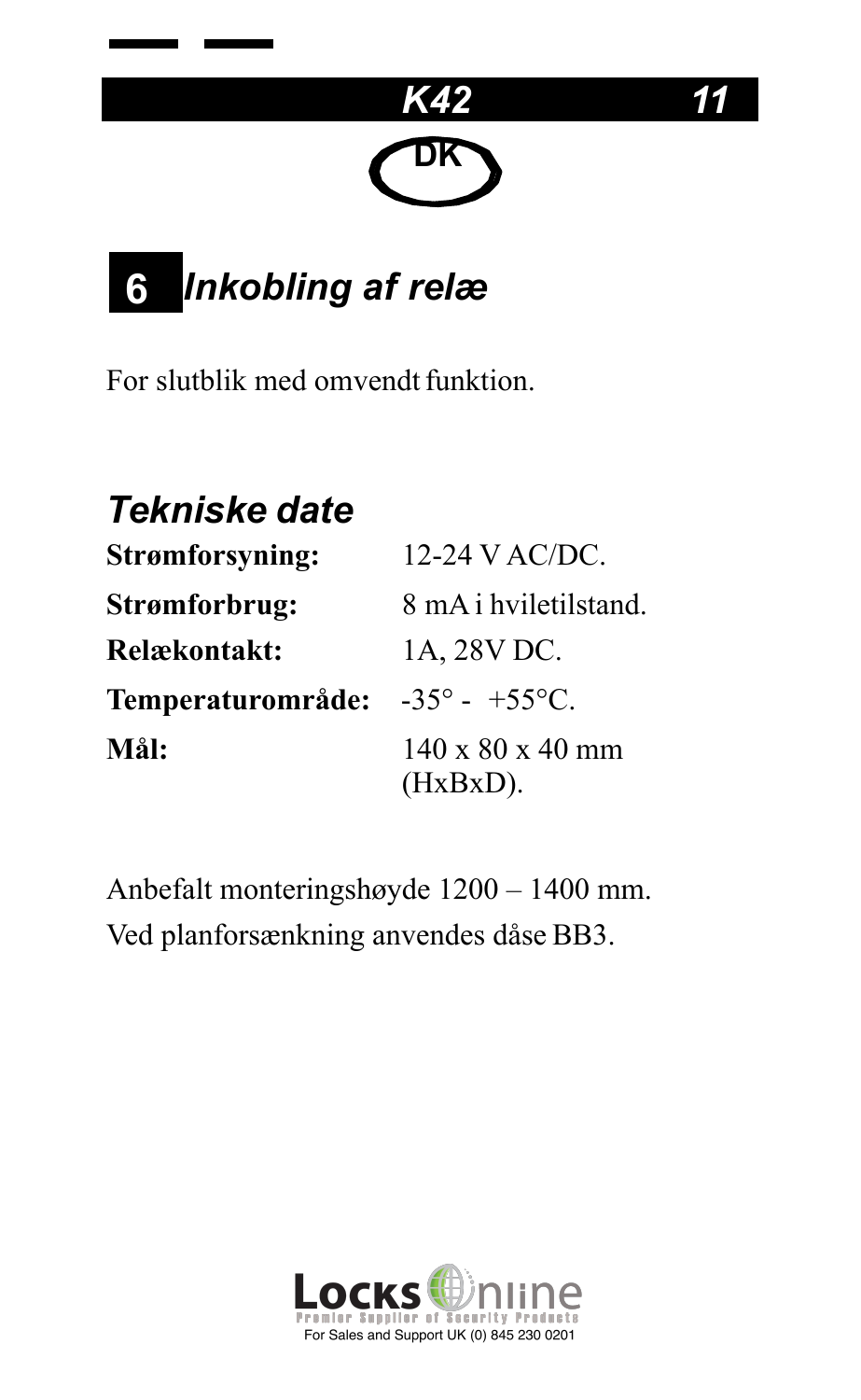DK

## 6 Inkobling af relæ

For slutblik med omvendt funktion.

### Tekniske date

| | |
|---|---|
| **Strømforsyning:** | 12-24 V AC/DC. |
| **Strømforbrug:** | 8 mA i hviletilstand. |
| **Relækontakt:** | 1A, 28V DC. |
| **Temperaturområde:** | -35° - +55°C. |
| **Mål:** | 140 x 80 x 40 mm (HxBxD). |

Anbefalt monteringshøyde 1200 – 1400 mm.
Ved planforsænkning anvendes dåse BB3.

Locks Online
Premier Supplier of Security Products
For Sales and Support UK (0) 845 230 0201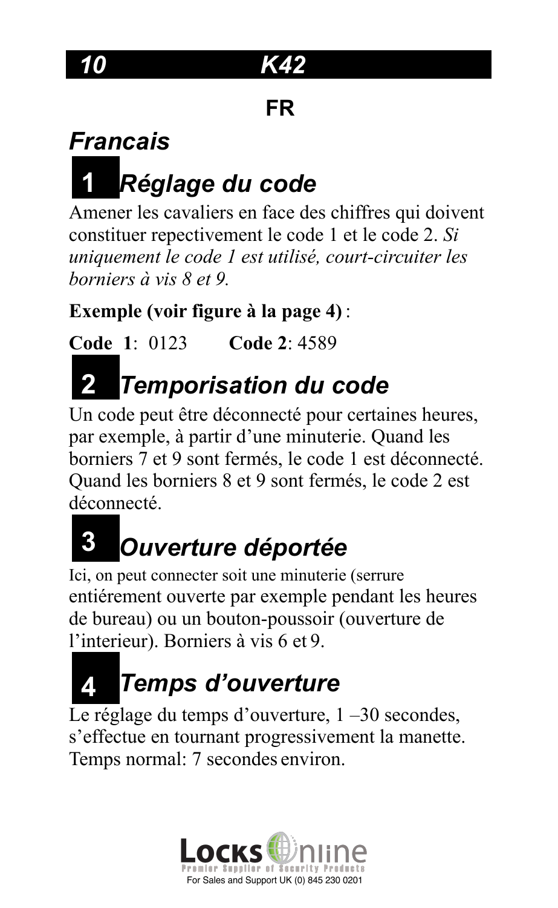# FR

## *Francais*

## 1 *Réglage du code*

Amener les cavaliers en face des chiffres qui doivent constituer repectivement le code 1 et le code 2. *Si uniquement le code 1 est utilisé, court-circuiter les borniers à vis 8 et 9.*

**Exemple (voir figure à la page 4)** :

**Code 1**: 0123 **Code 2**: 4589

## 2 *Temporisation du code*

Un code peut être déconnecté pour certaines heures, par exemple, à partir d'une minuterie. Quand les borniers 7 et 9 sont fermés, le code 1 est déconnecté. Quand les borniers 8 et 9 sont fermés, le code 2 est déconnecté.

## 3 *Ouverture déportée*

Ici, on peut connecter soit une minuterie (serrure entiérement ouverte par exemple pendant les heures de bureau) ou un bouton-poussoir (ouverture de l'interieur). Borniers à vis 6 et 9.

## 4 *Temps d'ouverture*

Le réglage du temps d'ouverture, 1 –30 secondes, s'effectue en tournant progressivement la manette. Temps normal: 7 secondes environ.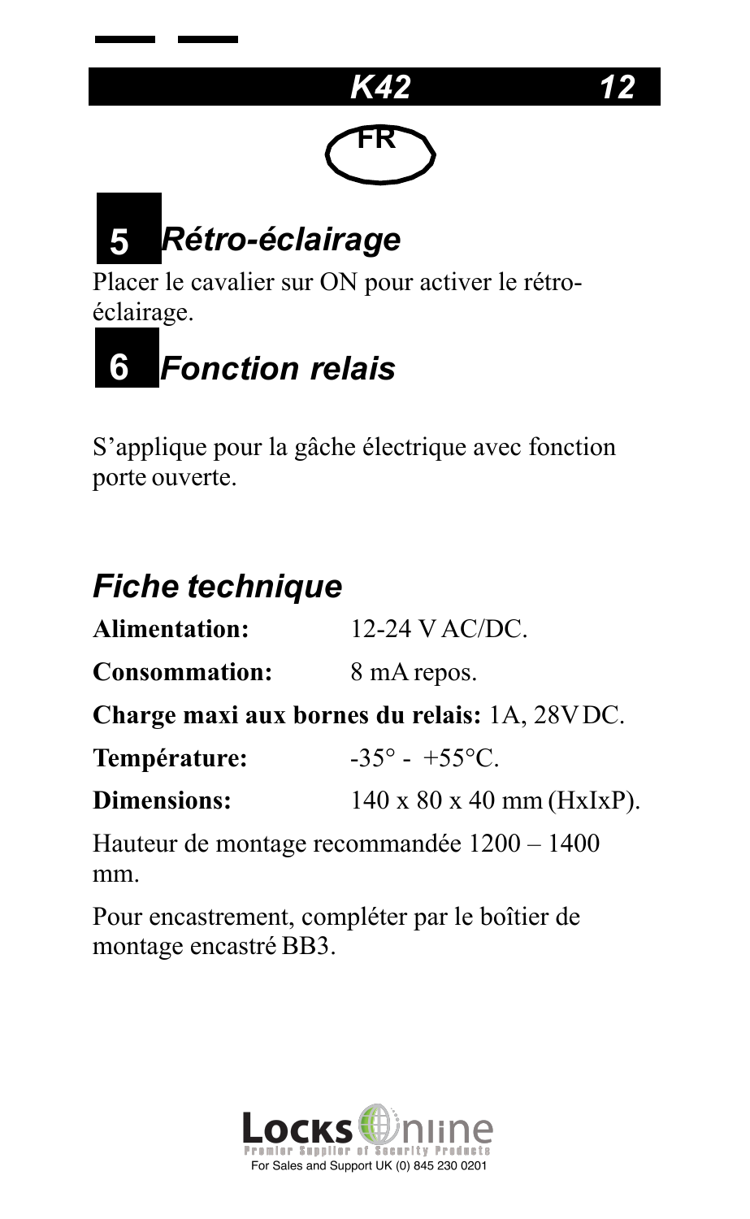## 5 Rétro-éclairage

Placer le cavalier sur ON pour activer le rétro-éclairage.

## 6 Fonction relais

S'applique pour la gâche électrique avec fonction porte ouverte.

## Fiche technique

**Alimentation:** 12-24 V AC/DC.

**Consommation:** 8 mA repos.

**Charge maxi aux bornes du relais:** 1A, 28V DC.

**Température:** -35° - +55°C.

**Dimensions:** 140 x 80 x 40 mm (HxIxP).

Hauteur de montage recommandée 1200 – 1400 mm.

Pour encastrement, compléter par le boîtier de montage encastré BB3.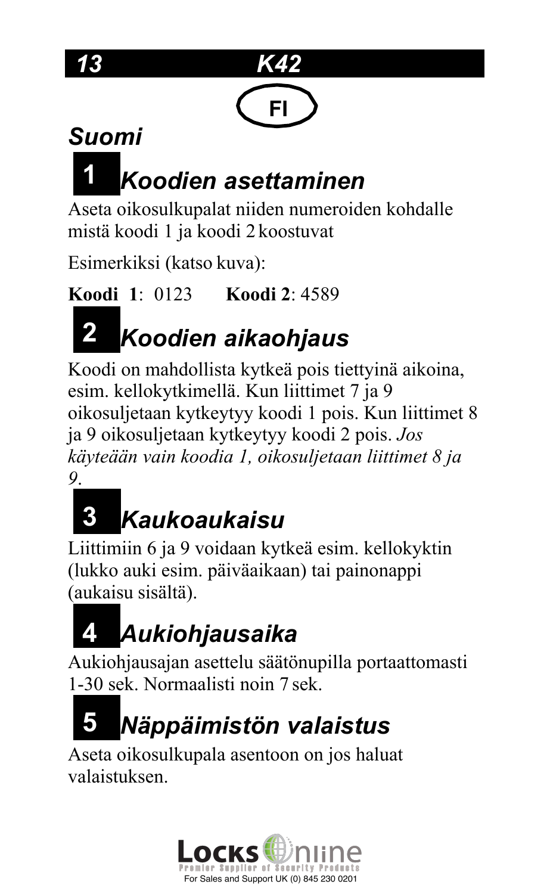FI

# Suomi

## 1 Koodien asettaminen

Aseta oikosulkupalat niiden numeroiden kohdalle mistä koodi 1 ja koodi 2 koostuvat

Esimerkiksi (katso kuva):

**Koodi 1**: 0123 **Koodi 2**: 4589

## 2 Koodien aikaohjaus

Koodi on mahdollista kytkeä pois tiettyinä aikoina, esim. kellokytkimellä. Kun liittimet 7 ja 9 oikosuljetaan kytkeytyy koodi 1 pois. Kun liittimet 8 ja 9 oikosuljetaan kytkeytyy koodi 2 pois. *Jos käyteään vain koodia 1, oikosuljetaan liittimet 8 ja 9*.

## 3 Kaukoaukaisu

Liittimiin 6 ja 9 voidaan kytkeä esim. kellokyktin (lukko auki esim. päiväaikaan) tai painonappi (aukaisu sisältä).

## 4 Aukiohjausaika

Aukiohjausajan asettelu säätönupilla portaattomasti 1-30 sek. Normaalisti noin 7 sek.

## 5 Näppäimistön valaistus

Aseta oikosulkupala asentoon on jos haluat valaistuksen.

Locks Online
Premier Supplier of Security Products
For Sales and Support UK (0) 845 230 0201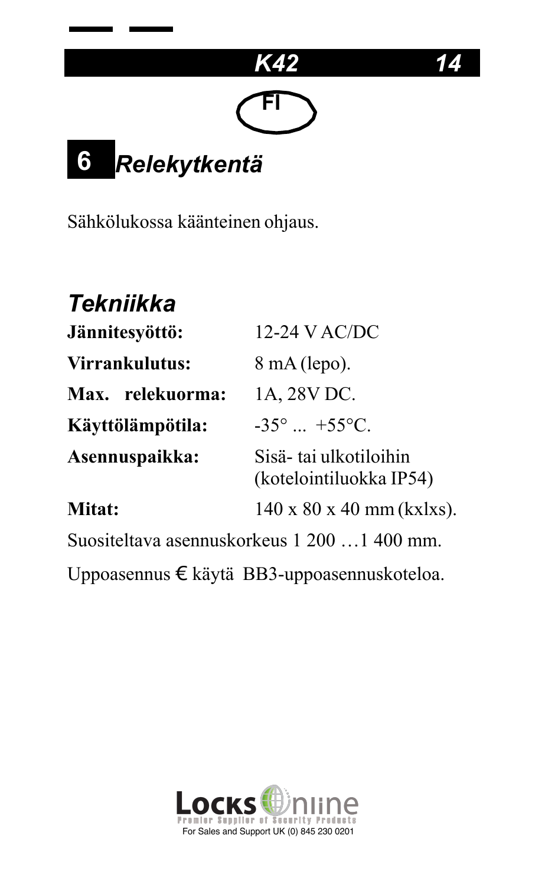FI

# 6 Relekytkentä

Sähkölukossa käänteinen ohjaus.

## Tekniikka

| | |
|---|---|
| **Jännitesyöttö:** | 12-24 V AC/DC |
| **Virrankulutus:** | 8 mA (lepo). |
| **Max. relekuorma:** | 1A, 28V DC. |
| **Käyttölämpötila:** | -35° ... +55°C. |
| **Asennuspaikka:** | Sisä- tai ulkotiloihin (kotelointiluokka IP54) |
| **Mitat:** | 140 x 80 x 40 mm (kxlxs). |

Suositeltava asennuskorkeus 1 200 …1 400 mm.

Uppoasennus € käytä BB3-uppoasennuskoteloa.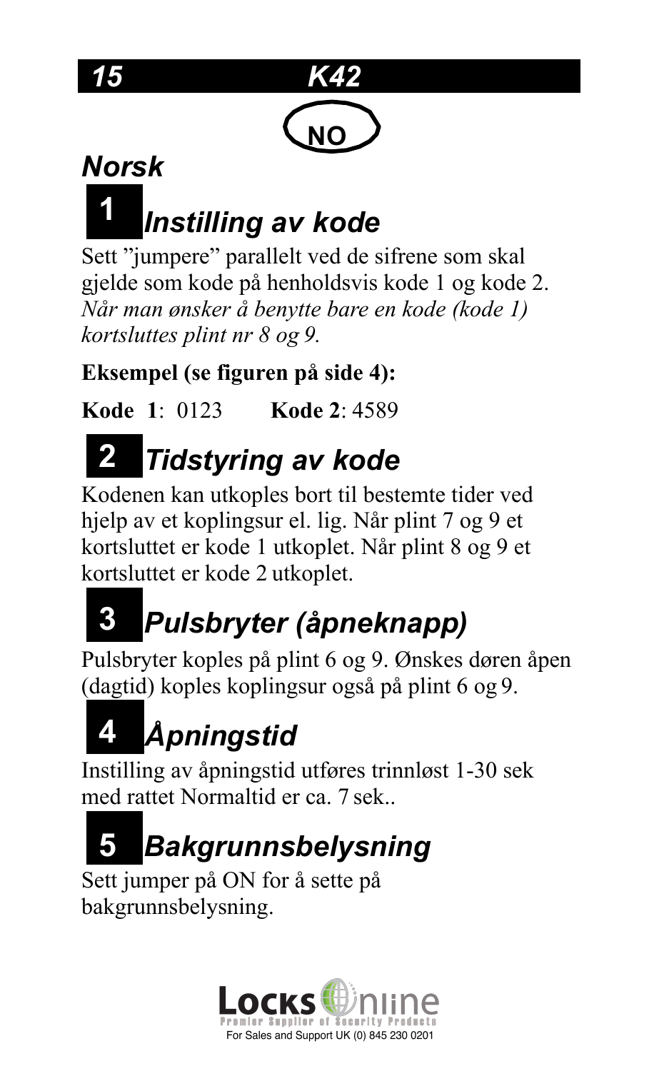NO

## *Norsk*

## 1 *Instilling av kode*

Sett ”jumpere” parallelt ved de sifrene som skal gjelde som kode på henholdsvis kode 1 og kode 2. *Når man ønsker å benytte bare en kode (kode 1) kortsluttes plint nr 8 og 9.*

**Eksempel (se figuren på side 4):**

**Kode 1**: 0123 **Kode 2**: 4589

## 2 *Tidstyring av kode*

Kodenen kan utkoples bort til bestemte tider ved hjelp av et koplingsur el. lig. Når plint 7 og 9 et kortsluttet er kode 1 utkoplet. Når plint 8 og 9 et kortsluttet er kode 2 utkoplet.

## 3 *Pulsbryter (åpneknapp)*

Pulsbryter koples på plint 6 og 9. Ønskes døren åpen (dagtid) koples koplingsur også på plint 6 og 9.

## 4 *Åpningstid*

Instilling av åpningstid utføres trinnløst 1-30 sek med rattet Normaltid er ca. 7 sek..

## 5 *Bakgrunnsbelysning*

Sett jumper på ON for å sette på bakgrunnsbelysning.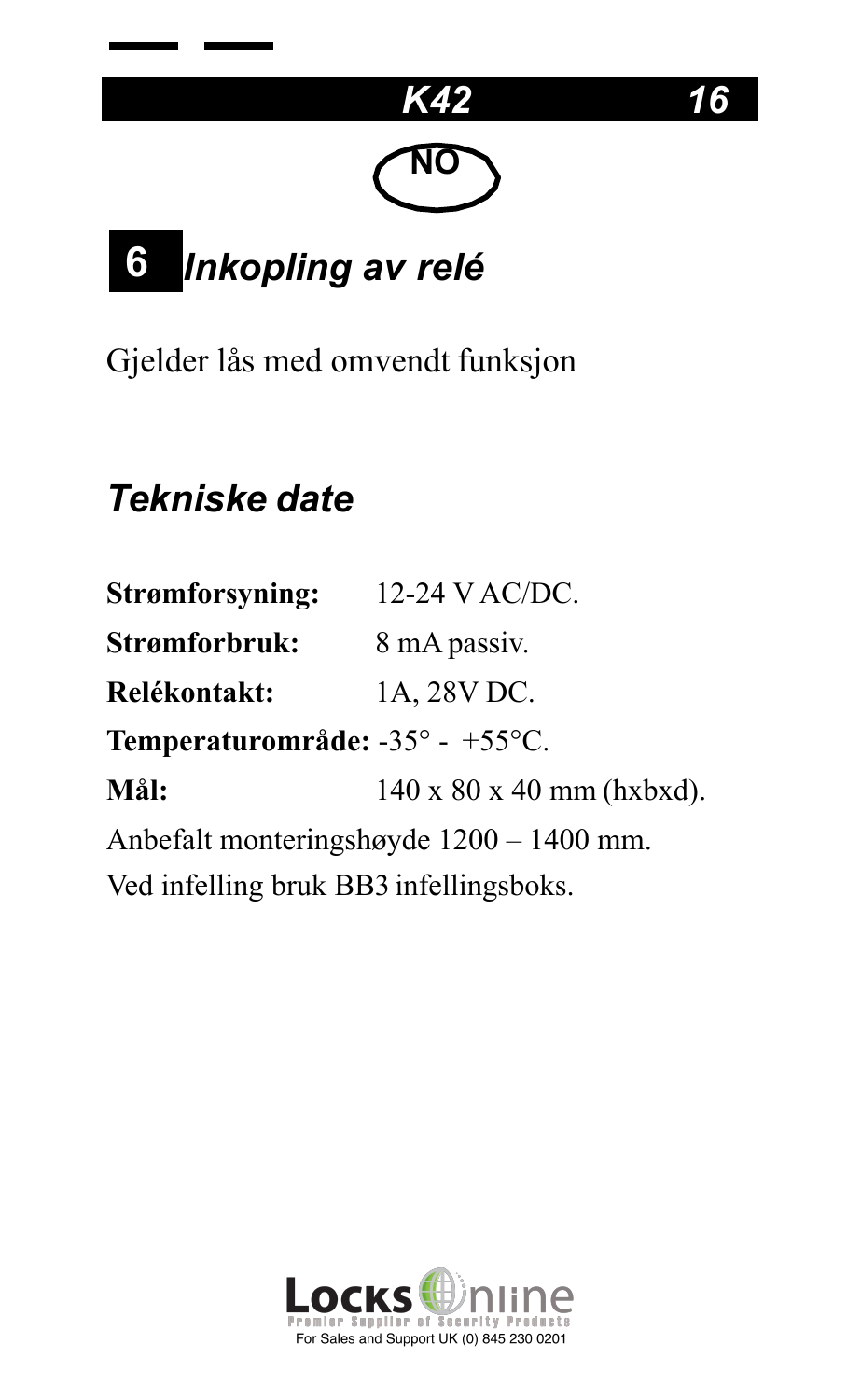NO

## 6 *Inkopling av relé*

Gjelder lås med omvendt funksjon

## *Tekniske date*

**Strømforsyning:** 12-24 V AC/DC.

**Strømforbruk:** 8 mA passiv.

**Relékontakt:** 1A, 28V DC.

**Temperaturområde:** -35° - +55°C.

**Mål:** 140 x 80 x 40 mm (hxbxd).

Anbefalt monteringshøyde 1200 – 1400 mm.

Ved infelling bruk BB3 infellingsboks.

Locks Online
Premier Supplier of Security Products
For Sales and Support UK (0) 845 230 0201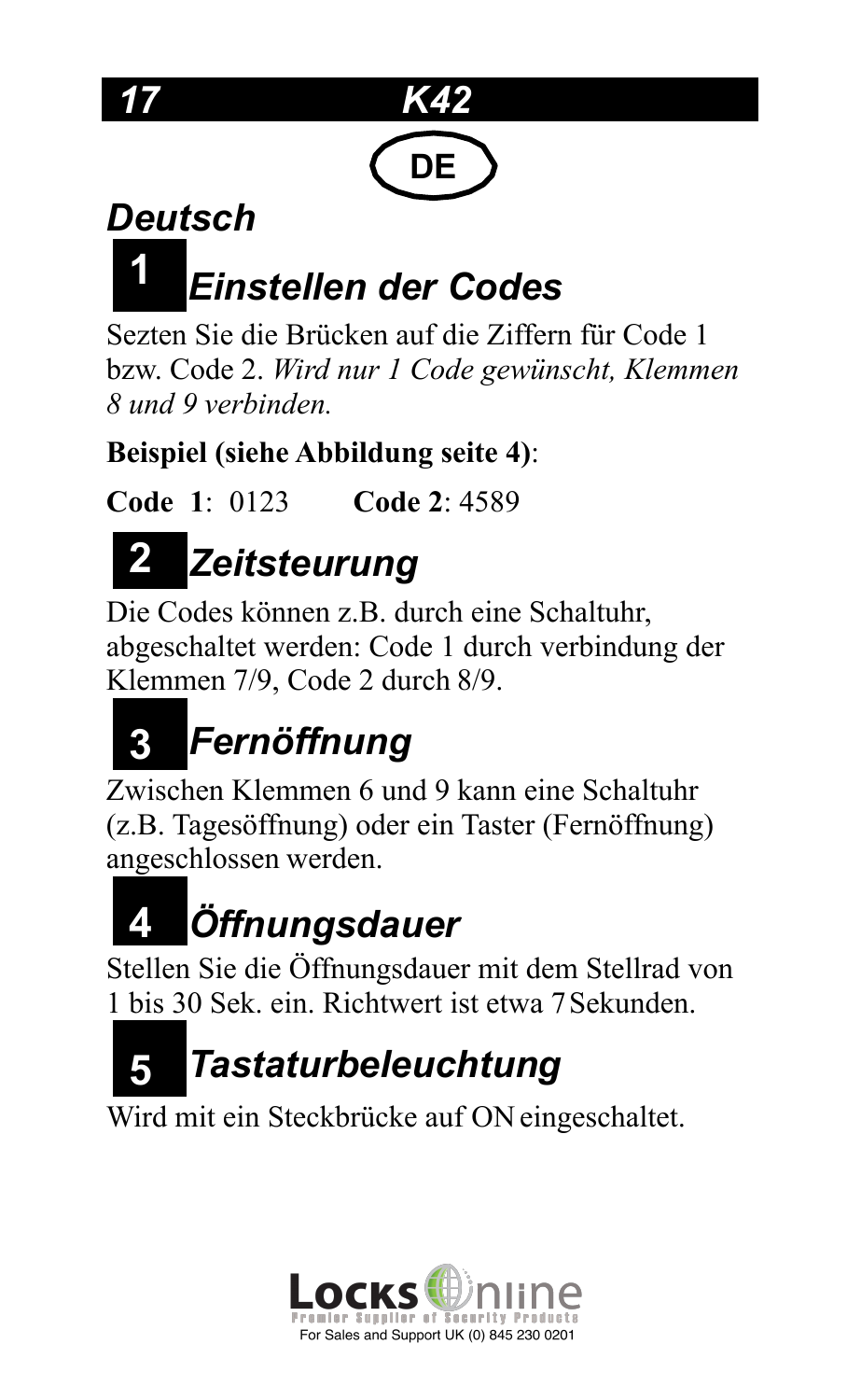# Deutsch

## 1 Einstellen der Codes

Sezten Sie die Brücken auf die Ziffern für Code 1 bzw. Code 2. *Wird nur 1 Code gewünscht, Klemmen 8 und 9 verbinden.*

**Beispiel (siehe Abbildung seite 4)**:

**Code 1**: 0123  **Code 2**: 4589

## 2 Zeitsteurung

Die Codes können z.B. durch eine Schaltuhr, abgeschaltet werden: Code 1 durch verbindung der Klemmen 7/9, Code 2 durch 8/9.

## 3 Fernöffnung

Zwischen Klemmen 6 und 9 kann eine Schaltuhr (z.B. Tagesöffnung) oder ein Taster (Fernöffnung) angeschlossen werden.

## 4 Öffnungsdauer

Stellen Sie die Öffnungsdauer mit dem Stellrad von 1 bis 30 Sek. ein. Richtwert ist etwa 7 Sekunden.

## 5 Tastaturbeleuchtung

Wird mit ein Steckbrücke auf ON eingeschaltet.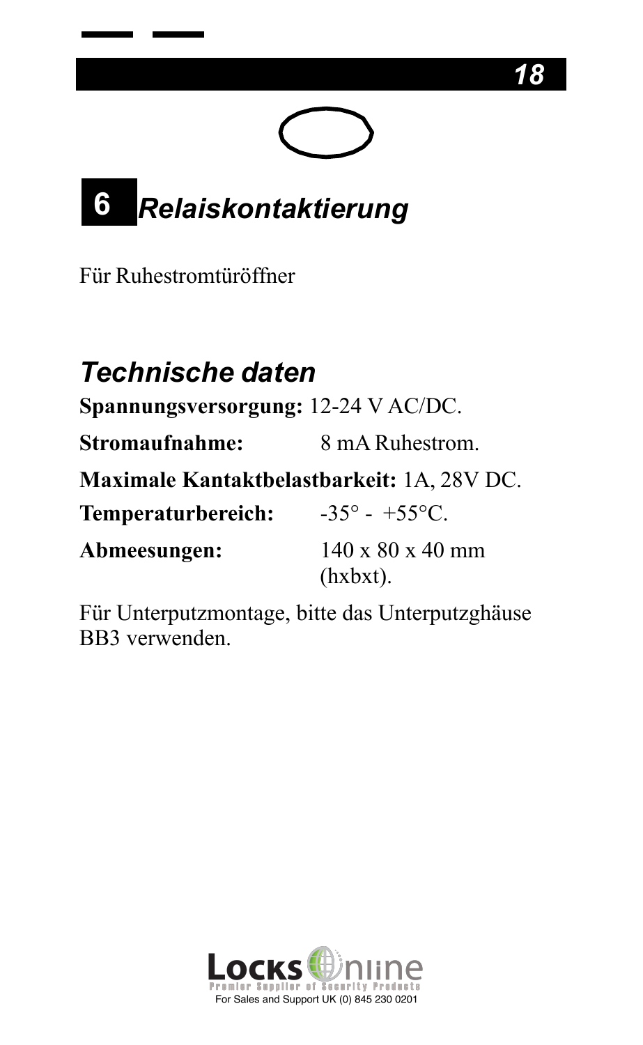## 6 Relaiskontaktierung

Für Ruhestromtüröffner

## *Technische daten*

**Spannungsversorgung:** 12-24 V AC/DC.

**Stromaufnahme:** 8 mA Ruhestrom.

**Maximale Kantaktbelastbarkeit:** 1A, 28V DC.

**Temperaturbereich:** -35° - +55°C.

**Abmeesungen:** 140 x 80 x 40 mm (hxbxt).

Für Unterputzmontage, bitte das Unterputzghäuse BB3 verwenden.

Locks Online
Premier Supplier of Security Products
For Sales and Support UK (0) 845 230 0201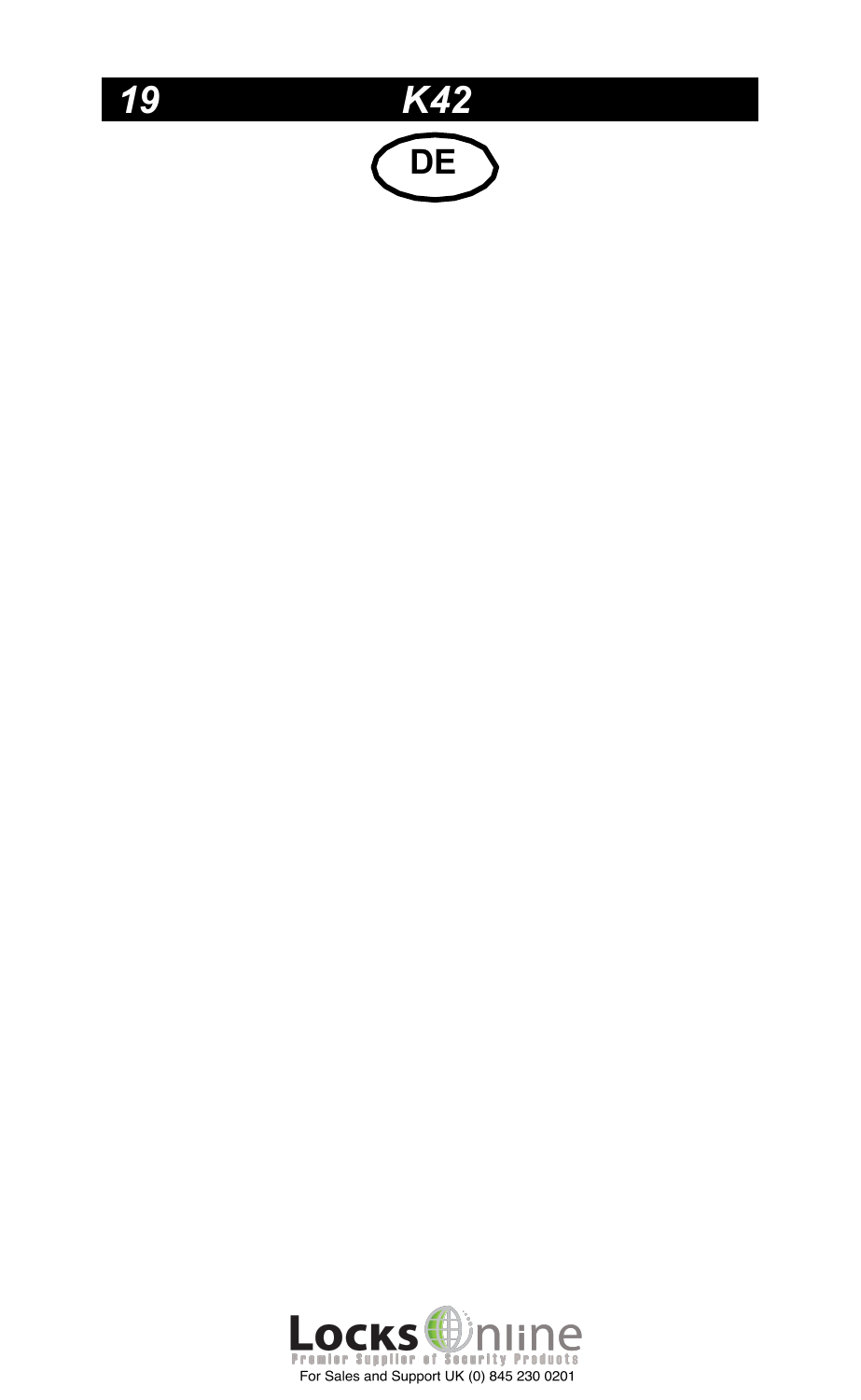## K42

DE

For Sales and Support UK (0) 845 230 0201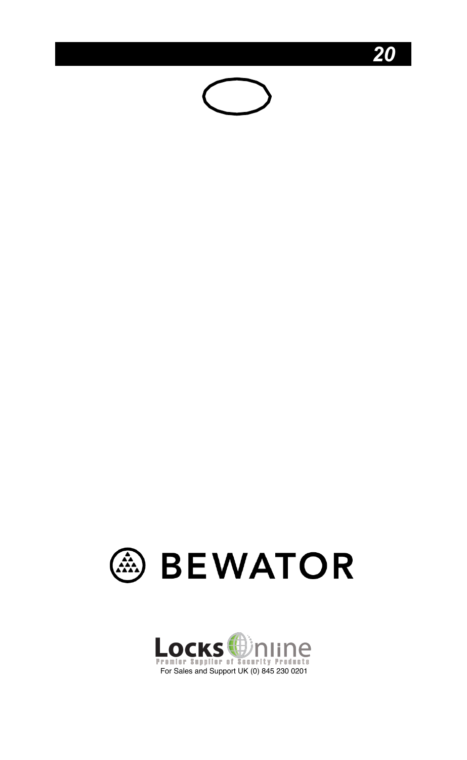BEWATOR

Locks Online
Premier Supplier of Security Products
For Sales and Support UK (0) 845 230 0201